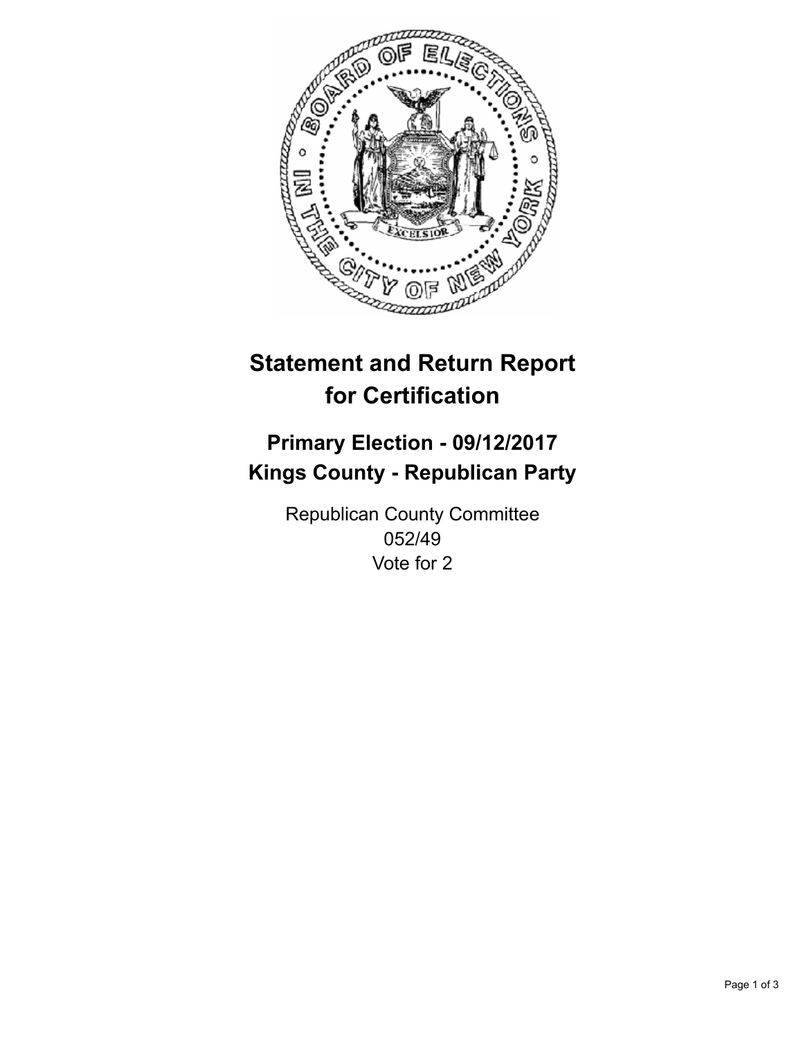# Statement and Return Report for Certification

## Primary Election - 09/12/2017
## Kings County - Republican Party

Republican County Committee
052/49
Vote for 2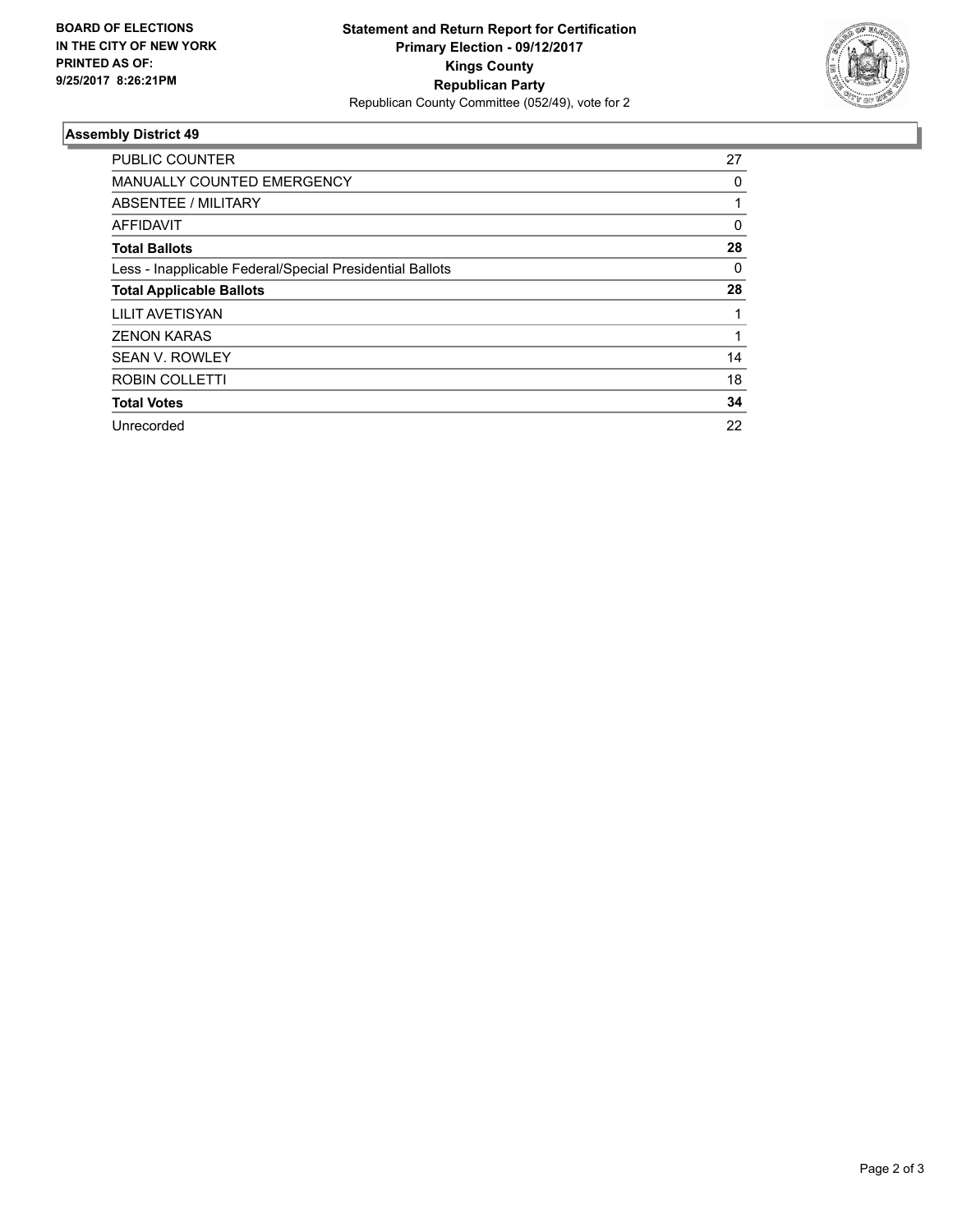BOARD OF ELECTIONS
IN THE CITY OF NEW YORK
PRINTED AS OF:
9/25/2017 8:26:21PM

**Statement and Return Report for Certification**
**Primary Election - 09/12/2017**
**Kings County**
**Republican Party**
Republican County Committee (052/49), vote for 2

### Assembly District 49

| | |
|---|---|
| PUBLIC COUNTER | 27 |
| MANUALLY COUNTED EMERGENCY | 0 |
| ABSENTEE / MILITARY | 1 |
| AFFIDAVIT | 0 |
| **Total Ballots** | **28** |
| Less - Inapplicable Federal/Special Presidential Ballots | 0 |
| **Total Applicable Ballots** | **28** |
| LILIT AVETISYAN | 1 |
| ZENON KARAS | 1 |
| SEAN V. ROWLEY | 14 |
| ROBIN COLLETTI | 18 |
| **Total Votes** | **34** |
| Unrecorded | 22 |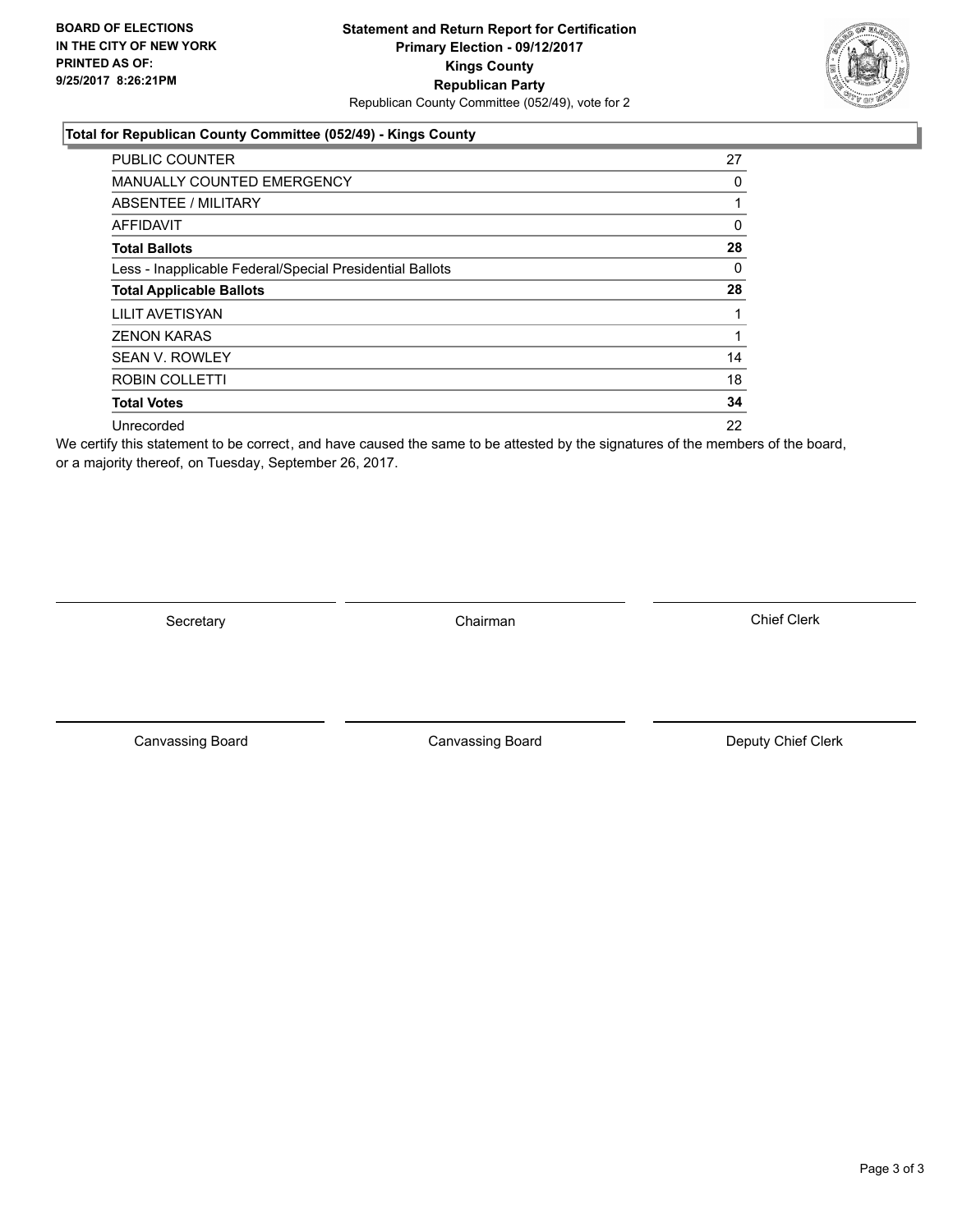**BOARD OF ELECTIONS**
**IN THE CITY OF NEW YORK**
**PRINTED AS OF:**
**9/25/2017 8:26:21PM**

**Statement and Return Report for Certification**
**Primary Election - 09/12/2017**
**Kings County**
**Republican Party**
Republican County Committee (052/49), vote for 2

## Total for Republican County Committee (052/49) - Kings County

| | |
|---|---|
| PUBLIC COUNTER | 27 |
| MANUALLY COUNTED EMERGENCY | 0 |
| ABSENTEE / MILITARY | 1 |
| AFFIDAVIT | 0 |
| **Total Ballots** | **28** |
| Less - Inapplicable Federal/Special Presidential Ballots | 0 |
| **Total Applicable Ballots** | **28** |
| LILIT AVETISYAN | 1 |
| ZENON KARAS | 1 |
| SEAN V. ROWLEY | 14 |
| ROBIN COLLETTI | 18 |
| **Total Votes** | **34** |
| Unrecorded | 22 |

We certify this statement to be correct, and have caused the same to be attested by the signatures of the members of the board, or a majority thereof, on Tuesday, September 26, 2017.

Secretary

Chairman

Chief Clerk

Canvassing Board

Canvassing Board

Deputy Chief Clerk